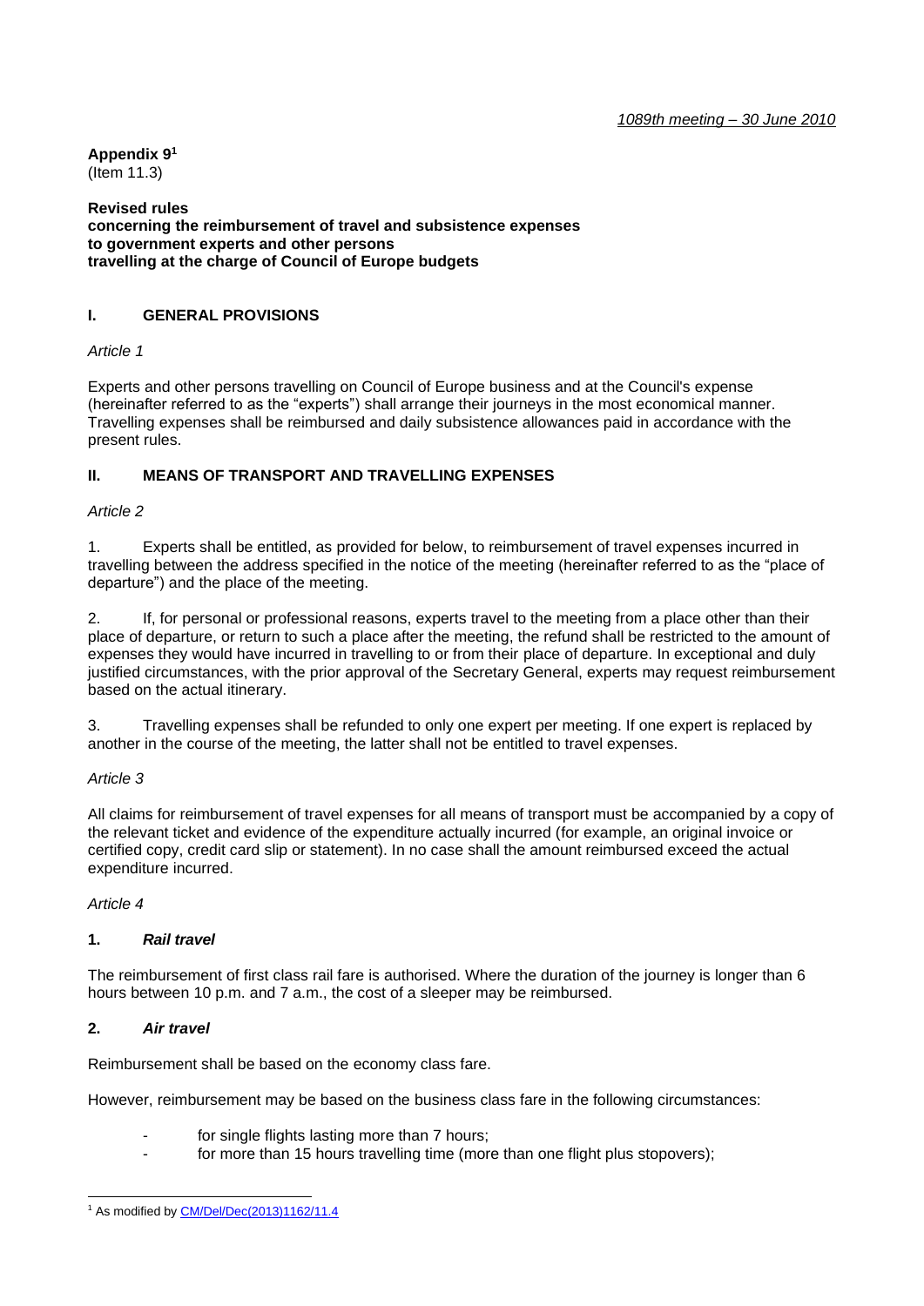*1089th meeting – 30 June 2010*

**Appendix 9**[1]
(Item 11.3)

**Revised rules concerning the reimbursement of travel and subsistence expenses to government experts and other persons travelling at the charge of Council of Europe budgets**

## I. GENERAL PROVISIONS

*Article 1*

Experts and other persons travelling on Council of Europe business and at the Council's expense (hereinafter referred to as the "experts") shall arrange their journeys in the most economical manner. Travelling expenses shall be reimbursed and daily subsistence allowances paid in accordance with the present rules.

## II. MEANS OF TRANSPORT AND TRAVELLING EXPENSES

*Article 2*

1. Experts shall be entitled, as provided for below, to reimbursement of travel expenses incurred in travelling between the address specified in the notice of the meeting (hereinafter referred to as the "place of departure") and the place of the meeting.

2. If, for personal or professional reasons, experts travel to the meeting from a place other than their place of departure, or return to such a place after the meeting, the refund shall be restricted to the amount of expenses they would have incurred in travelling to or from their place of departure. In exceptional and duly justified circumstances, with the prior approval of the Secretary General, experts may request reimbursement based on the actual itinerary.

3. Travelling expenses shall be refunded to only one expert per meeting. If one expert is replaced by another in the course of the meeting, the latter shall not be entitled to travel expenses.

*Article 3*

All claims for reimbursement of travel expenses for all means of transport must be accompanied by a copy of the relevant ticket and evidence of the expenditure actually incurred (for example, an original invoice or certified copy, credit card slip or statement). In no case shall the amount reimbursed exceed the actual expenditure incurred.

*Article 4*

**1. *Rail travel***

The reimbursement of first class rail fare is authorised. Where the duration of the journey is longer than 6 hours between 10 p.m. and 7 a.m., the cost of a sleeper may be reimbursed.

**2. *Air travel***

Reimbursement shall be based on the economy class fare.

However, reimbursement may be based on the business class fare in the following circumstances:

- for single flights lasting more than 7 hours;
- for more than 15 hours travelling time (more than one flight plus stopovers);

[1] As modified by CM/Del/Dec(2013)1162/11.4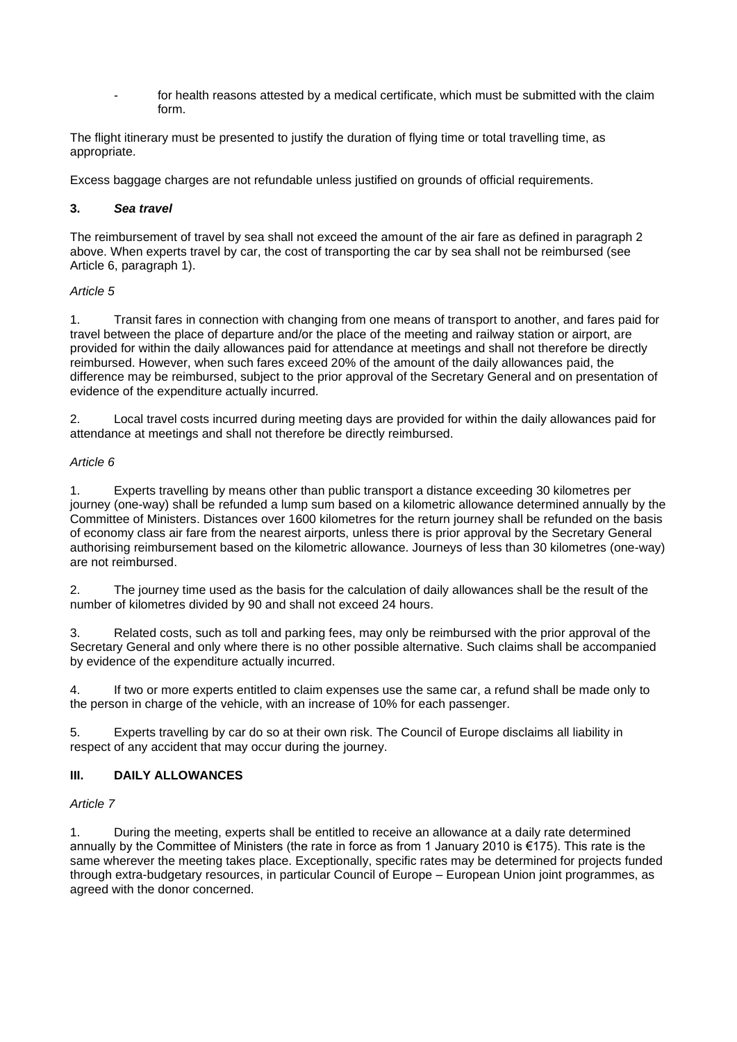- for health reasons attested by a medical certificate, which must be submitted with the claim form.

The flight itinerary must be presented to justify the duration of flying time or total travelling time, as appropriate.

Excess baggage charges are not refundable unless justified on grounds of official requirements.

**3. *Sea travel***

The reimbursement of travel by sea shall not exceed the amount of the air fare as defined in paragraph 2 above. When experts travel by car, the cost of transporting the car by sea shall not be reimbursed (see Article 6, paragraph 1).

*Article 5*

1. Transit fares in connection with changing from one means of transport to another, and fares paid for travel between the place of departure and/or the place of the meeting and railway station or airport, are provided for within the daily allowances paid for attendance at meetings and shall not therefore be directly reimbursed. However, when such fares exceed 20% of the amount of the daily allowances paid, the difference may be reimbursed, subject to the prior approval of the Secretary General and on presentation of evidence of the expenditure actually incurred.

2. Local travel costs incurred during meeting days are provided for within the daily allowances paid for attendance at meetings and shall not therefore be directly reimbursed.

*Article 6*

1. Experts travelling by means other than public transport a distance exceeding 30 kilometres per journey (one-way) shall be refunded a lump sum based on a kilometric allowance determined annually by the Committee of Ministers. Distances over 1600 kilometres for the return journey shall be refunded on the basis of economy class air fare from the nearest airports, unless there is prior approval by the Secretary General authorising reimbursement based on the kilometric allowance. Journeys of less than 30 kilometres (one-way) are not reimbursed.

2. The journey time used as the basis for the calculation of daily allowances shall be the result of the number of kilometres divided by 90 and shall not exceed 24 hours.

3. Related costs, such as toll and parking fees, may only be reimbursed with the prior approval of the Secretary General and only where there is no other possible alternative. Such claims shall be accompanied by evidence of the expenditure actually incurred.

4. If two or more experts entitled to claim expenses use the same car, a refund shall be made only to the person in charge of the vehicle, with an increase of 10% for each passenger.

5. Experts travelling by car do so at their own risk. The Council of Europe disclaims all liability in respect of any accident that may occur during the journey.

## III. DAILY ALLOWANCES

*Article 7*

1. During the meeting, experts shall be entitled to receive an allowance at a daily rate determined annually by the Committee of Ministers (the rate in force as from 1 January 2010 is €175). This rate is the same wherever the meeting takes place. Exceptionally, specific rates may be determined for projects funded through extra-budgetary resources, in particular Council of Europe – European Union joint programmes, as agreed with the donor concerned.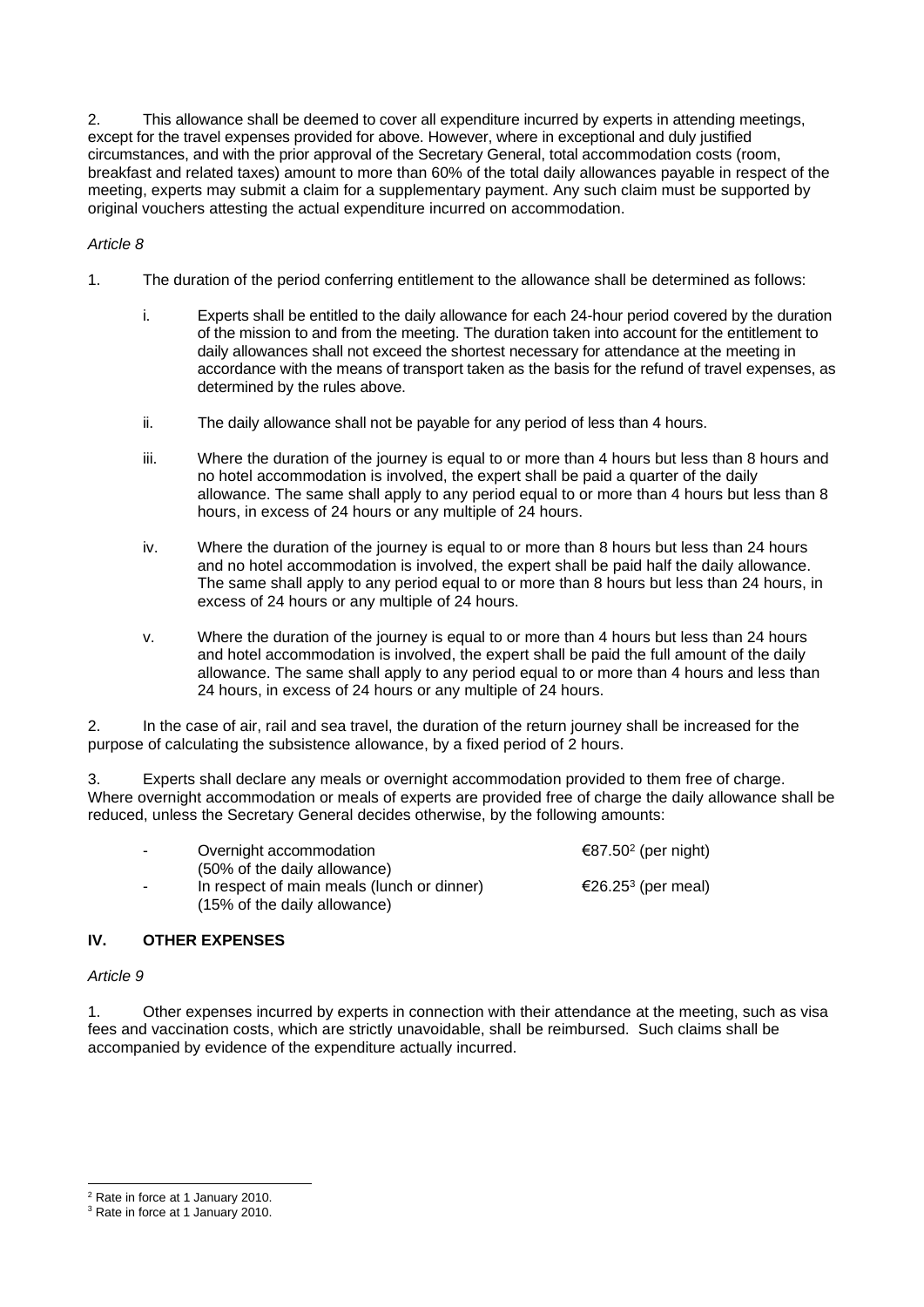2. This allowance shall be deemed to cover all expenditure incurred by experts in attending meetings, except for the travel expenses provided for above. However, where in exceptional and duly justified circumstances, and with the prior approval of the Secretary General, total accommodation costs (room, breakfast and related taxes) amount to more than 60% of the total daily allowances payable in respect of the meeting, experts may submit a claim for a supplementary payment. Any such claim must be supported by original vouchers attesting the actual expenditure incurred on accommodation.

*Article 8*

1. The duration of the period conferring entitlement to the allowance shall be determined as follows:

   i. Experts shall be entitled to the daily allowance for each 24-hour period covered by the duration of the mission to and from the meeting. The duration taken into account for the entitlement to daily allowances shall not exceed the shortest necessary for attendance at the meeting in accordance with the means of transport taken as the basis for the refund of travel expenses, as determined by the rules above.

   ii. The daily allowance shall not be payable for any period of less than 4 hours.

   iii. Where the duration of the journey is equal to or more than 4 hours but less than 8 hours and no hotel accommodation is involved, the expert shall be paid a quarter of the daily allowance. The same shall apply to any period equal to or more than 4 hours but less than 8 hours, in excess of 24 hours or any multiple of 24 hours.

   iv. Where the duration of the journey is equal to or more than 8 hours but less than 24 hours and no hotel accommodation is involved, the expert shall be paid half the daily allowance. The same shall apply to any period equal to or more than 8 hours but less than 24 hours, in excess of 24 hours or any multiple of 24 hours.

   v. Where the duration of the journey is equal to or more than 4 hours but less than 24 hours and hotel accommodation is involved, the expert shall be paid the full amount of the daily allowance. The same shall apply to any period equal to or more than 4 hours and less than 24 hours, in excess of 24 hours or any multiple of 24 hours.

2. In the case of air, rail and sea travel, the duration of the return journey shall be increased for the purpose of calculating the subsistence allowance, by a fixed period of 2 hours.

3. Experts shall declare any meals or overnight accommodation provided to them free of charge. Where overnight accommodation or meals of experts are provided free of charge the daily allowance shall be reduced, unless the Secretary General decides otherwise, by the following amounts:

- Overnight accommodation (50% of the daily allowance) — €87.50[2] (per night)
- In respect of main meals (lunch or dinner) (15% of the daily allowance) — €26.25[3] (per meal)

## IV. OTHER EXPENSES

*Article 9*

1. Other expenses incurred by experts in connection with their attendance at the meeting, such as visa fees and vaccination costs, which are strictly unavoidable, shall be reimbursed. Such claims shall be accompanied by evidence of the expenditure actually incurred.

---

[2] Rate in force at 1 January 2010.

[3] Rate in force at 1 January 2010.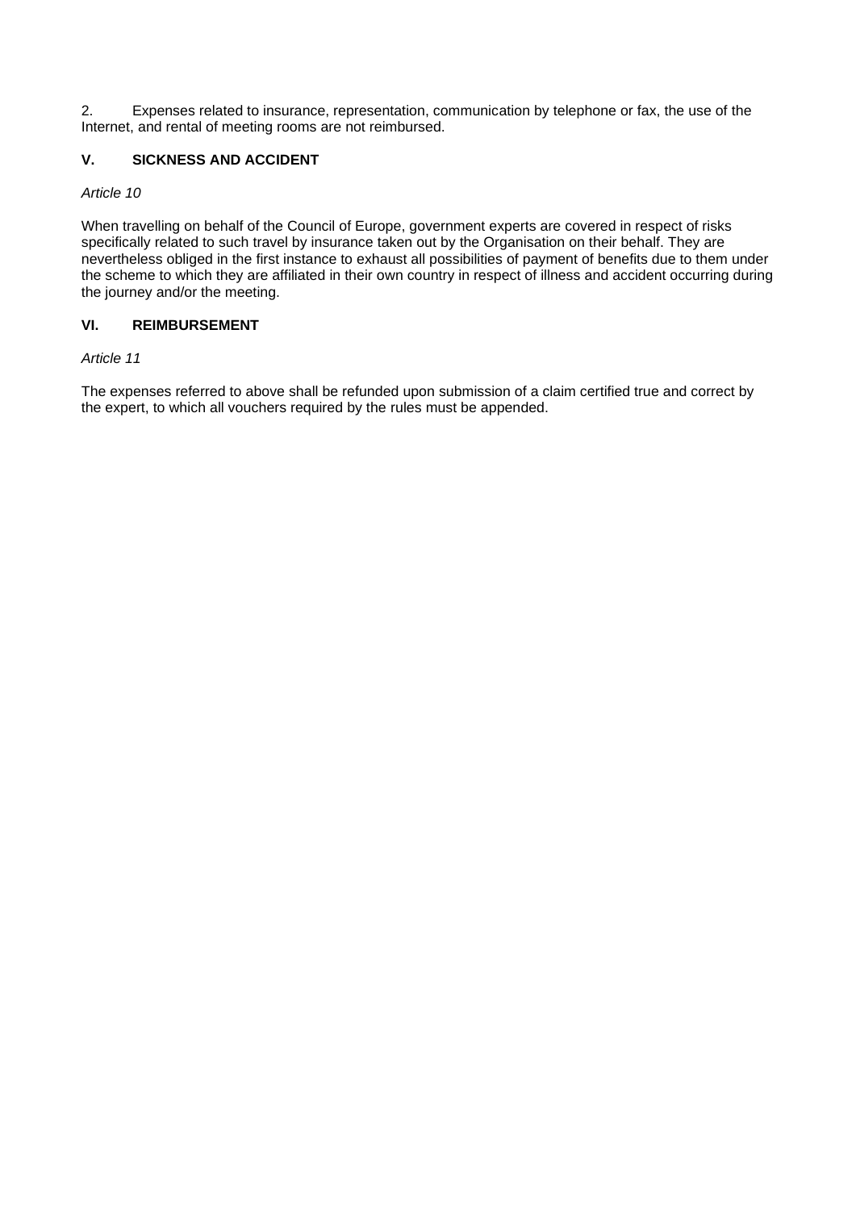2. Expenses related to insurance, representation, communication by telephone or fax, the use of the Internet, and rental of meeting rooms are not reimbursed.

## V. SICKNESS AND ACCIDENT

*Article 10*

When travelling on behalf of the Council of Europe, government experts are covered in respect of risks specifically related to such travel by insurance taken out by the Organisation on their behalf. They are nevertheless obliged in the first instance to exhaust all possibilities of payment of benefits due to them under the scheme to which they are affiliated in their own country in respect of illness and accident occurring during the journey and/or the meeting.

## VI. REIMBURSEMENT

*Article 11*

The expenses referred to above shall be refunded upon submission of a claim certified true and correct by the expert, to which all vouchers required by the rules must be appended.